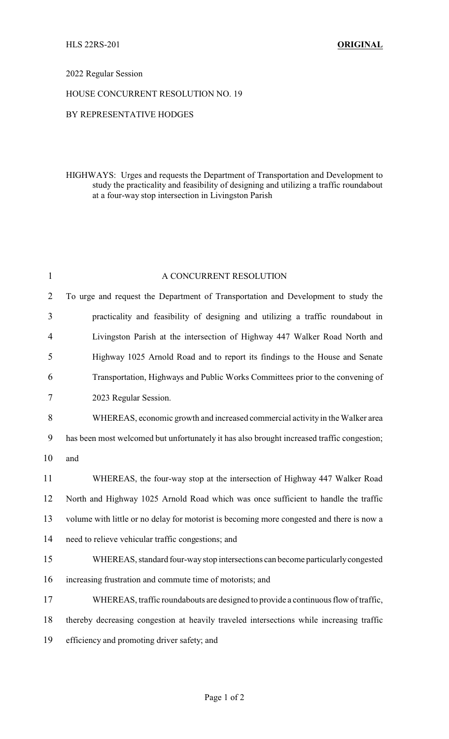HLS 22RS-201 **ORIGINAL**

2022 Regular Session

HOUSE CONCURRENT RESOLUTION NO. 19

BY REPRESENTATIVE HODGES

HIGHWAYS: Urges and requests the Department of Transportation and Development to study the practicality and feasibility of designing and utilizing a traffic roundabout at a four-way stop intersection in Livingston Parish

A CONCURRENT RESOLUTION

To urge and request the Department of Transportation and Development to study the practicality and feasibility of designing and utilizing a traffic roundabout in Livingston Parish at the intersection of Highway 447 Walker Road North and Highway 1025 Arnold Road and to report its findings to the House and Senate Transportation, Highways and Public Works Committees prior to the convening of 2023 Regular Session.

WHEREAS, economic growth and increased commercial activity in the Walker area has been most welcomed but unfortunately it has also brought increased traffic congestion; and

WHEREAS, the four-way stop at the intersection of Highway 447 Walker Road North and Highway 1025 Arnold Road which was once sufficient to handle the traffic volume with little or no delay for motorist is becoming more congested and there is now a need to relieve vehicular traffic congestions; and

WHEREAS, standard four-way stop intersections can become particularly congested increasing frustration and commute time of motorists; and

WHEREAS, traffic roundabouts are designed to provide a continuous flow of traffic, thereby decreasing congestion at heavily traveled intersections while increasing traffic efficiency and promoting driver safety; and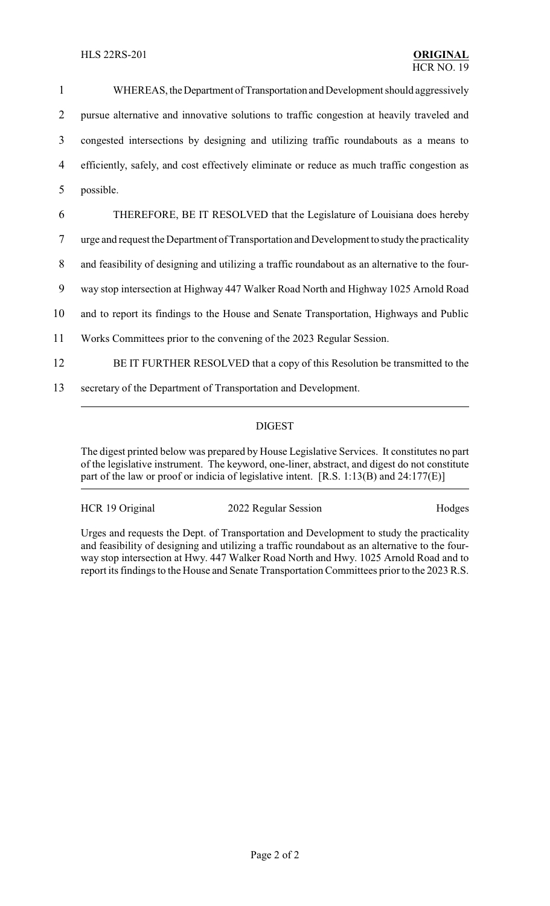WHEREAS, the Department of Transportation and Development should aggressively pursue alternative and innovative solutions to traffic congestion at heavily traveled and congested intersections by designing and utilizing traffic roundabouts as a means to efficiently, safely, and cost effectively eliminate or reduce as much traffic congestion as possible.

THEREFORE, BE IT RESOLVED that the Legislature of Louisiana does hereby urge and request the Department of Transportation and Development to study the practicality and feasibility of designing and utilizing a traffic roundabout as an alternative to the four-way stop intersection at Highway 447 Walker Road North and Highway 1025 Arnold Road and to report its findings to the House and Senate Transportation, Highways and Public Works Committees prior to the convening of the 2023 Regular Session.

BE IT FURTHER RESOLVED that a copy of this Resolution be transmitted to the secretary of the Department of Transportation and Development.

## DIGEST

The digest printed below was prepared by House Legislative Services. It constitutes no part of the legislative instrument. The keyword, one-liner, abstract, and digest do not constitute part of the law or proof or indicia of legislative intent. [R.S. 1:13(B) and 24:177(E)]

HCR 19 Original — 2022 Regular Session — Hodges

Urges and requests the Dept. of Transportation and Development to study the practicality and feasibility of designing and utilizing a traffic roundabout as an alternative to the four-way stop intersection at Hwy. 447 Walker Road North and Hwy. 1025 Arnold Road and to report its findings to the House and Senate Transportation Committees prior to the 2023 R.S.